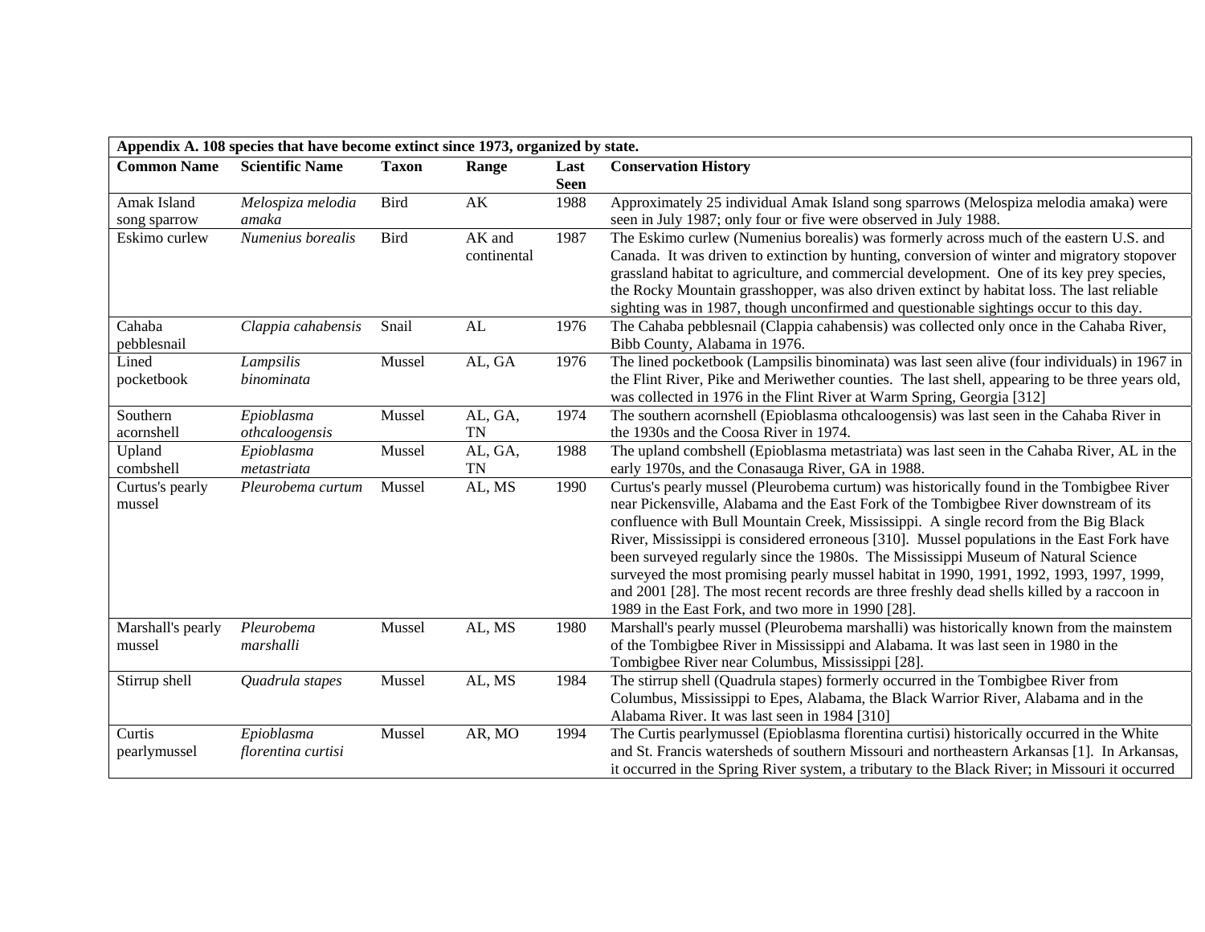| Appendix A. 108 species that have become extinct since 1973, organized by state. | | | | | |
|---|---|---|---|---|---|
| **Common Name** | **Scientific Name** | **Taxon** | **Range** | **Last Seen** | **Conservation History** |
| Amak Island song sparrow | *Melospiza melodia amaka* | Bird | AK | 1988 | Approximately 25 individual Amak Island song sparrows (Melospiza melodia amaka) were seen in July 1987; only four or five were observed in July 1988. |
| Eskimo curlew | *Numenius borealis* | Bird | AK and continental | 1987 | The Eskimo curlew (Numenius borealis) was formerly across much of the eastern U.S. and Canada. It was driven to extinction by hunting, conversion of winter and migratory stopover grassland habitat to agriculture, and commercial development. One of its key prey species, the Rocky Mountain grasshopper, was also driven extinct by habitat loss. The last reliable sighting was in 1987, though unconfirmed and questionable sightings occur to this day. |
| Cahaba pebblesnail | *Clappia cahabensis* | Snail | AL | 1976 | The Cahaba pebblesnail (Clappia cahabensis) was collected only once in the Cahaba River, Bibb County, Alabama in 1976. |
| Lined pocketbook | *Lampsilis binominata* | Mussel | AL, GA | 1976 | The lined pocketbook (Lampsilis binominata) was last seen alive (four individuals) in 1967 in the Flint River, Pike and Meriwether counties. The last shell, appearing to be three years old, was collected in 1976 in the Flint River at Warm Spring, Georgia [312] |
| Southern acornshell | *Epioblasma othcaloogensis* | Mussel | AL, GA, TN | 1974 | The southern acornshell (Epioblasma othcaloogensis) was last seen in the Cahaba River in the 1930s and the Coosa River in 1974. |
| Upland combshell | *Epioblasma metastriata* | Mussel | AL, GA, TN | 1988 | The upland combshell (Epioblasma metastriata) was last seen in the Cahaba River, AL in the early 1970s, and the Conasauga River, GA in 1988. |
| Curtus's pearly mussel | *Pleurobema curtum* | Mussel | AL, MS | 1990 | Curtus's pearly mussel (Pleurobema curtum) was historically found in the Tombigbee River near Pickensville, Alabama and the East Fork of the Tombigbee River downstream of its confluence with Bull Mountain Creek, Mississippi. A single record from the Big Black River, Mississippi is considered erroneous [310]. Mussel populations in the East Fork have been surveyed regularly since the 1980s. The Mississippi Museum of Natural Science surveyed the most promising pearly mussel habitat in 1990, 1991, 1992, 1993, 1997, 1999, and 2001 [28]. The most recent records are three freshly dead shells killed by a raccoon in 1989 in the East Fork, and two more in 1990 [28]. |
| Marshall's pearly mussel | *Pleurobema marshalli* | Mussel | AL, MS | 1980 | Marshall's pearly mussel (Pleurobema marshalli) was historically known from the mainstem of the Tombigbee River in Mississippi and Alabama. It was last seen in 1980 in the Tombigbee River near Columbus, Mississippi [28]. |
| Stirrup shell | *Quadrula stapes* | Mussel | AL, MS | 1984 | The stirrup shell (Quadrula stapes) formerly occurred in the Tombigbee River from Columbus, Mississippi to Epes, Alabama, the Black Warrior River, Alabama and in the Alabama River. It was last seen in 1984 [310] |
| Curtis pearlymussel | *Epioblasma florentina curtisi* | Mussel | AR, MO | 1994 | The Curtis pearlymussel (Epioblasma florentina curtisi) historically occurred in the White and St. Francis watersheds of southern Missouri and northeastern Arkansas [1]. In Arkansas, it occurred in the Spring River system, a tributary to the Black River; in Missouri it occurred |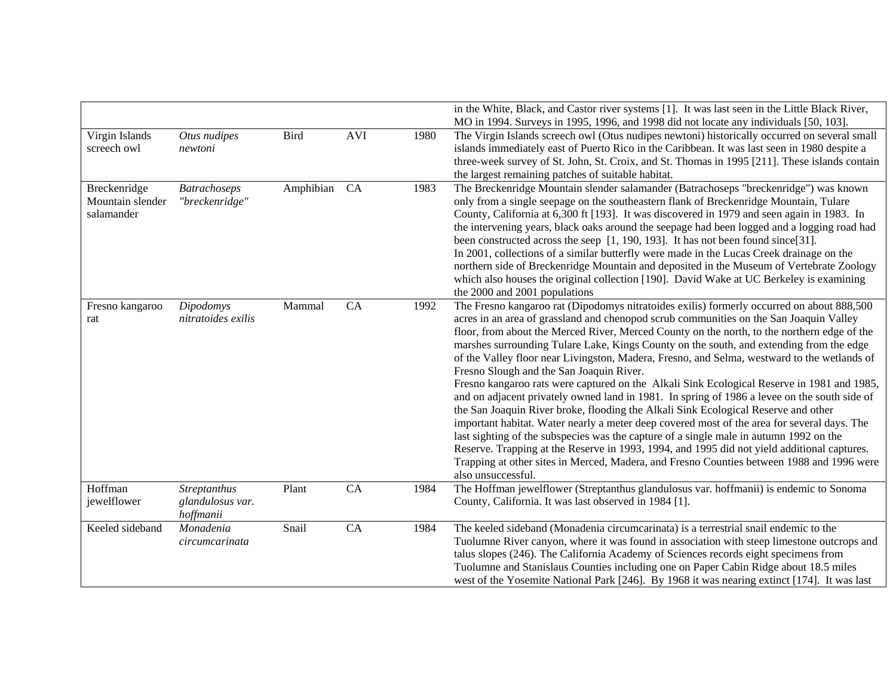| | | | | | |
|---|---|---|---|---|---|
| | | | | | in the White, Black, and Castor river systems [1]. It was last seen in the Little Black River, MO in 1994. Surveys in 1995, 1996, and 1998 did not locate any individuals [50, 103]. |
| Virgin Islands screech owl | *Otus nudipes newtoni* | Bird | AVI | 1980 | The Virgin Islands screech owl (Otus nudipes newtoni) historically occurred on several small islands immediately east of Puerto Rico in the Caribbean. It was last seen in 1980 despite a three-week survey of St. John, St. Croix, and St. Thomas in 1995 [211]. These islands contain the largest remaining patches of suitable habitat. |
| Breckenridge Mountain slender salamander | *Batrachoseps "breckenridge"* | Amphibian | CA | 1983 | The Breckenridge Mountain slender salamander (Batrachoseps "breckenridge") was known only from a single seepage on the southeastern flank of Breckenridge Mountain, Tulare County, California at 6,300 ft [193]. It was discovered in 1979 and seen again in 1983. In the intervening years, black oaks around the seepage had been logged and a logging road had been constructed across the seep [1, 190, 193]. It has not been found since[31].<br>In 2001, collections of a similar butterfly were made in the Lucas Creek drainage on the northern side of Breckenridge Mountain and deposited in the Museum of Vertebrate Zoology which also houses the original collection [190]. David Wake at UC Berkeley is examining the 2000 and 2001 populations |
| Fresno kangaroo rat | *Dipodomys nitratoides exilis* | Mammal | CA | 1992 | The Fresno kangaroo rat (Dipodomys nitratoides exilis) formerly occurred on about 888,500 acres in an area of grassland and chenopod scrub communities on the San Joaquin Valley floor, from about the Merced River, Merced County on the north, to the northern edge of the marshes surrounding Tulare Lake, Kings County on the south, and extending from the edge of the Valley floor near Livingston, Madera, Fresno, and Selma, westward to the wetlands of Fresno Slough and the San Joaquin River.<br>Fresno kangaroo rats were captured on the Alkali Sink Ecological Reserve in 1981 and 1985, and on adjacent privately owned land in 1981. In spring of 1986 a levee on the south side of the San Joaquin River broke, flooding the Alkali Sink Ecological Reserve and other important habitat. Water nearly a meter deep covered most of the area for several days. The last sighting of the subspecies was the capture of a single male in autumn 1992 on the Reserve. Trapping at the Reserve in 1993, 1994, and 1995 did not yield additional captures. Trapping at other sites in Merced, Madera, and Fresno Counties between 1988 and 1996 were also unsuccessful. |
| Hoffman jewelflower | *Streptanthus glandulosus var. hoffmanii* | Plant | CA | 1984 | The Hoffman jewelflower (Streptanthus glandulosus var. hoffmanii) is endemic to Sonoma County, California. It was last observed in 1984 [1]. |
| Keeled sideband | *Monadenia circumcarinata* | Snail | CA | 1984 | The keeled sideband (Monadenia circumcarinata) is a terrestrial snail endemic to the Tuolumne River canyon, where it was found in association with steep limestone outcrops and talus slopes (246). The California Academy of Sciences records eight specimens from Tuolumne and Stanislaus Counties including one on Paper Cabin Ridge about 18.5 miles west of the Yosemite National Park [246]. By 1968 it was nearing extinct [174]. It was last |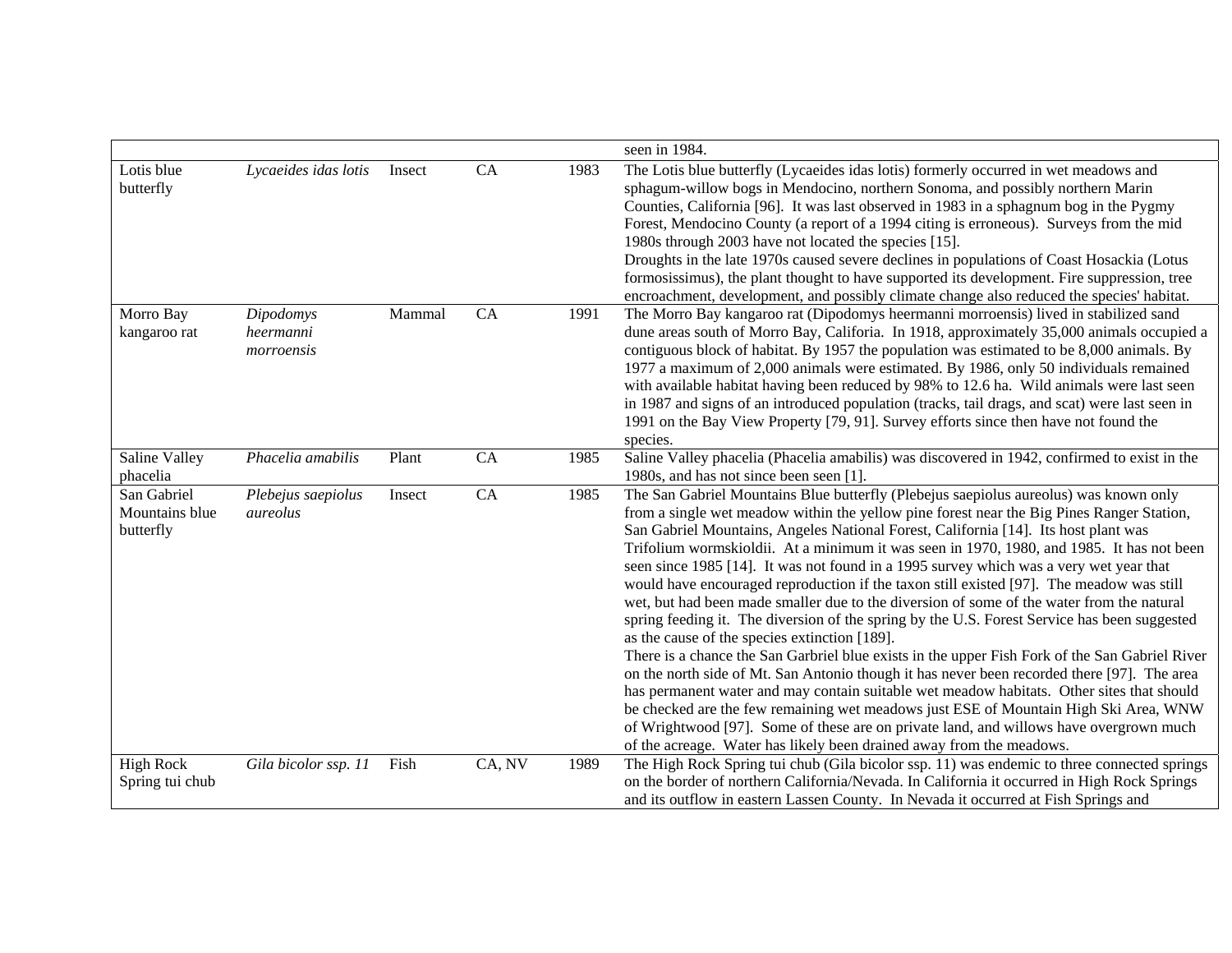| | | | | | |
|---|---|---|---|---|---|
| | | | | | seen in 1984. |
| Lotis blue butterfly | *Lycaeides idas lotis* | Insect | CA | 1983 | The Lotis blue butterfly (Lycaeides idas lotis) formerly occurred in wet meadows and sphagum-willow bogs in Mendocino, northern Sonoma, and possibly northern Marin Counties, California [96]. It was last observed in 1983 in a sphagnum bog in the Pygmy Forest, Mendocino County (a report of a 1994 citing is erroneous). Surveys from the mid 1980s through 2003 have not located the species [15].<br>Droughts in the late 1970s caused severe declines in populations of Coast Hosackia (Lotus formosissimus), the plant thought to have supported its development. Fire suppression, tree encroachment, development, and possibly climate change also reduced the species' habitat. |
| Morro Bay kangaroo rat | *Dipodomys heermanni morroensis* | Mammal | CA | 1991 | The Morro Bay kangaroo rat (Dipodomys heermanni morroensis) lived in stabilized sand dune areas south of Morro Bay, Califoria. In 1918, approximately 35,000 animals occupied a contiguous block of habitat. By 1957 the population was estimated to be 8,000 animals. By 1977 a maximum of 2,000 animals were estimated. By 1986, only 50 individuals remained with available habitat having been reduced by 98% to 12.6 ha. Wild animals were last seen in 1987 and signs of an introduced population (tracks, tail drags, and scat) were last seen in 1991 on the Bay View Property [79, 91]. Survey efforts since then have not found the species. |
| Saline Valley phacelia | *Phacelia amabilis* | Plant | CA | 1985 | Saline Valley phacelia (Phacelia amabilis) was discovered in 1942, confirmed to exist in the 1980s, and has not since been seen [1]. |
| San Gabriel Mountains blue butterfly | *Plebejus saepiolus aureolus* | Insect | CA | 1985 | The San Gabriel Mountains Blue butterfly (Plebejus saepiolus aureolus) was known only from a single wet meadow within the yellow pine forest near the Big Pines Ranger Station, San Gabriel Mountains, Angeles National Forest, California [14]. Its host plant was Trifolium wormskioldii. At a minimum it was seen in 1970, 1980, and 1985. It has not been seen since 1985 [14]. It was not found in a 1995 survey which was a very wet year that would have encouraged reproduction if the taxon still existed [97]. The meadow was still wet, but had been made smaller due to the diversion of some of the water from the natural spring feeding it. The diversion of the spring by the U.S. Forest Service has been suggested as the cause of the species extinction [189].<br>There is a chance the San Garbriel blue exists in the upper Fish Fork of the San Gabriel River on the north side of Mt. San Antonio though it has never been recorded there [97]. The area has permanent water and may contain suitable wet meadow habitats. Other sites that should be checked are the few remaining wet meadows just ESE of Mountain High Ski Area, WNW of Wrightwood [97]. Some of these are on private land, and willows have overgrown much of the acreage. Water has likely been drained away from the meadows. |
| High Rock Spring tui chub | *Gila bicolor ssp. 11* | Fish | CA, NV | 1989 | The High Rock Spring tui chub (Gila bicolor ssp. 11) was endemic to three connected springs on the border of northern California/Nevada. In California it occurred in High Rock Springs and its outflow in eastern Lassen County. In Nevada it occurred at Fish Springs and |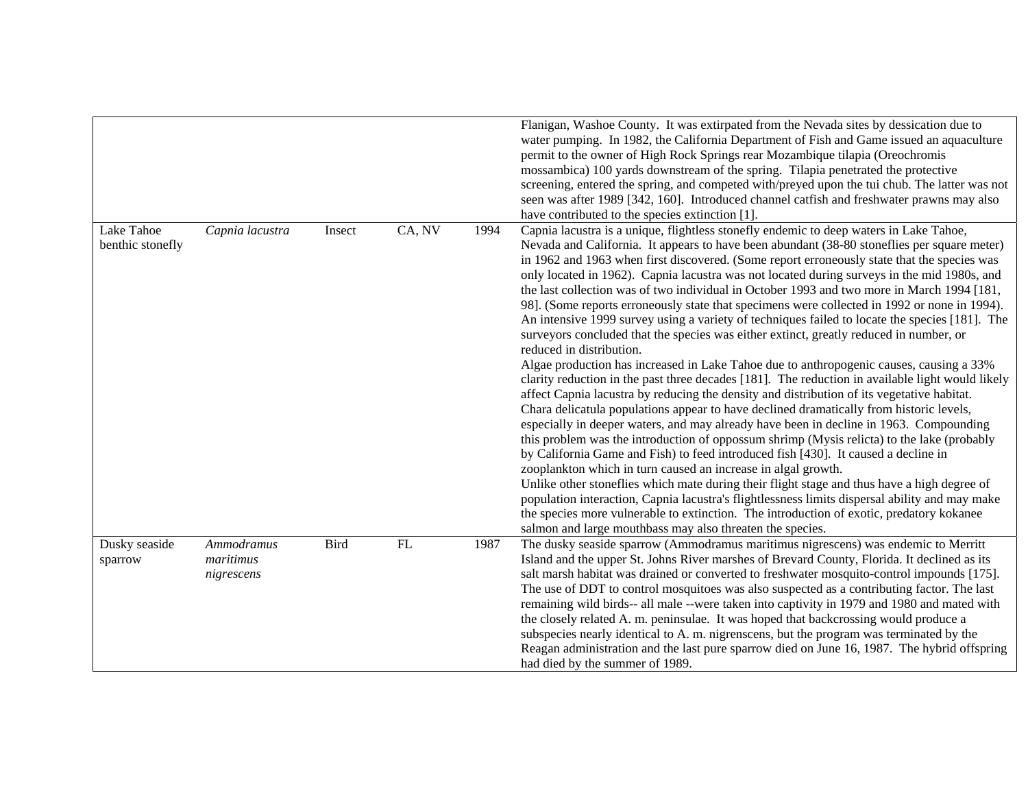| | | | | | |
|---|---|---|---|---|---|
| | | | | | Flanigan, Washoe County. It was extirpated from the Nevada sites by dessication due to water pumping. In 1982, the California Department of Fish and Game issued an aquaculture permit to the owner of High Rock Springs rear Mozambique tilapia (Oreochromis mossambica) 100 yards downstream of the spring. Tilapia penetrated the protective screening, entered the spring, and competed with/preyed upon the tui chub. The latter was not seen was after 1989 [342, 160]. Introduced channel catfish and freshwater prawns may also have contributed to the species extinction [1]. |
| Lake Tahoe benthic stonefly | *Capnia lacustra* | Insect | CA, NV | 1994 | Capnia lacustra is a unique, flightless stonefly endemic to deep waters in Lake Tahoe, Nevada and California. It appears to have been abundant (38-80 stoneflies per square meter) in 1962 and 1963 when first discovered. (Some report erroneously state that the species was only located in 1962). Capnia lacustra was not located during surveys in the mid 1980s, and the last collection was of two individual in October 1993 and two more in March 1994 [181, 98]. (Some reports erroneously state that specimens were collected in 1992 or none in 1994). An intensive 1999 survey using a variety of techniques failed to locate the species [181]. The surveyors concluded that the species was either extinct, greatly reduced in number, or reduced in distribution.<br>Algae production has increased in Lake Tahoe due to anthropogenic causes, causing a 33% clarity reduction in the past three decades [181]. The reduction in available light would likely affect Capnia lacustra by reducing the density and distribution of its vegetative habitat. Chara delicatula populations appear to have declined dramatically from historic levels, especially in deeper waters, and may already have been in decline in 1963. Compounding this problem was the introduction of oppossum shrimp (Mysis relicta) to the lake (probably by California Game and Fish) to feed introduced fish [430]. It caused a decline in zooplankton which in turn caused an increase in algal growth.<br>Unlike other stoneflies which mate during their flight stage and thus have a high degree of population interaction, Capnia lacustra's flightlessness limits dispersal ability and may make the species more vulnerable to extinction. The introduction of exotic, predatory kokanee salmon and large mouthbass may also threaten the species. |
| Dusky seaside sparrow | *Ammodramus maritimus nigrescens* | Bird | FL | 1987 | The dusky seaside sparrow (Ammodramus maritimus nigrescens) was endemic to Merritt Island and the upper St. Johns River marshes of Brevard County, Florida. It declined as its salt marsh habitat was drained or converted to freshwater mosquito-control impounds [175]. The use of DDT to control mosquitoes was also suspected as a contributing factor. The last remaining wild birds-- all male --were taken into captivity in 1979 and 1980 and mated with the closely related A. m. peninsulae. It was hoped that backcrossing would produce a subspecies nearly identical to A. m. nigrenscens, but the program was terminated by the Reagan administration and the last pure sparrow died on June 16, 1987. The hybrid offspring had died by the summer of 1989. |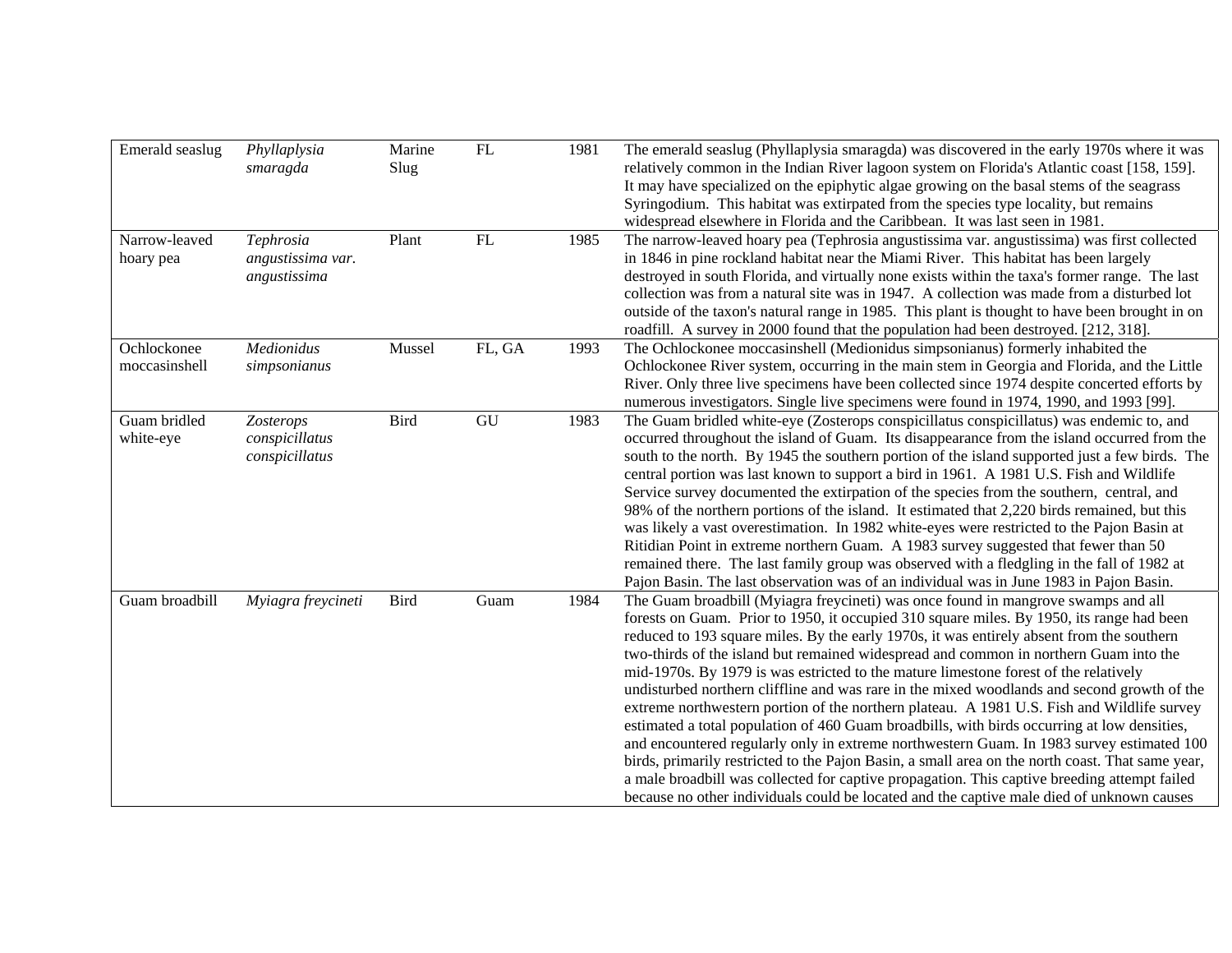| | | | | | |
|---|---|---|---|---|---|
| Emerald seaslug | *Phyllaplysia smaragda* | Marine Slug | FL | 1981 | The emerald seaslug (Phyllaplysia smaragda) was discovered in the early 1970s where it was relatively common in the Indian River lagoon system on Florida's Atlantic coast [158, 159]. It may have specialized on the epiphytic algae growing on the basal stems of the seagrass Syringodium. This habitat was extirpated from the species type locality, but remains widespread elsewhere in Florida and the Caribbean. It was last seen in 1981. |
| Narrow-leaved hoary pea | *Tephrosia angustissima var. angustissima* | Plant | FL | 1985 | The narrow-leaved hoary pea (Tephrosia angustissima var. angustissima) was first collected in 1846 in pine rockland habitat near the Miami River. This habitat has been largely destroyed in south Florida, and virtually none exists within the taxa's former range. The last collection was from a natural site was in 1947. A collection was made from a disturbed lot outside of the taxon's natural range in 1985. This plant is thought to have been brought in on roadfill. A survey in 2000 found that the population had been destroyed. [212, 318]. |
| Ochlockonee moccasinshell | *Medionidus simpsonianus* | Mussel | FL, GA | 1993 | The Ochlockonee moccasinshell (Medionidus simpsonianus) formerly inhabited the Ochlockonee River system, occurring in the main stem in Georgia and Florida, and the Little River. Only three live specimens have been collected since 1974 despite concerted efforts by numerous investigators. Single live specimens were found in 1974, 1990, and 1993 [99]. |
| Guam bridled white-eye | *Zosterops conspicillatus conspicillatus* | Bird | GU | 1983 | The Guam bridled white-eye (Zosterops conspicillatus conspicillatus) was endemic to, and occurred throughout the island of Guam. Its disappearance from the island occurred from the south to the north. By 1945 the southern portion of the island supported just a few birds. The central portion was last known to support a bird in 1961. A 1981 U.S. Fish and Wildlife Service survey documented the extirpation of the species from the southern, central, and 98% of the northern portions of the island. It estimated that 2,220 birds remained, but this was likely a vast overestimation. In 1982 white-eyes were restricted to the Pajon Basin at Ritidian Point in extreme northern Guam. A 1983 survey suggested that fewer than 50 remained there. The last family group was observed with a fledgling in the fall of 1982 at Pajon Basin. The last observation was of an individual was in June 1983 in Pajon Basin. |
| Guam broadbill | *Myiagra freycineti* | Bird | Guam | 1984 | The Guam broadbill (Myiagra freycineti) was once found in mangrove swamps and all forests on Guam. Prior to 1950, it occupied 310 square miles. By 1950, its range had been reduced to 193 square miles. By the early 1970s, it was entirely absent from the southern two-thirds of the island but remained widespread and common in northern Guam into the mid-1970s. By 1979 is was estricted to the mature limestone forest of the relatively undisturbed northern cliffline and was rare in the mixed woodlands and second growth of the extreme northwestern portion of the northern plateau. A 1981 U.S. Fish and Wildlife survey estimated a total population of 460 Guam broadbills, with birds occurring at low densities, and encountered regularly only in extreme northwestern Guam. In 1983 survey estimated 100 birds, primarily restricted to the Pajon Basin, a small area on the north coast. That same year, a male broadbill was collected for captive propagation. This captive breeding attempt failed because no other individuals could be located and the captive male died of unknown causes |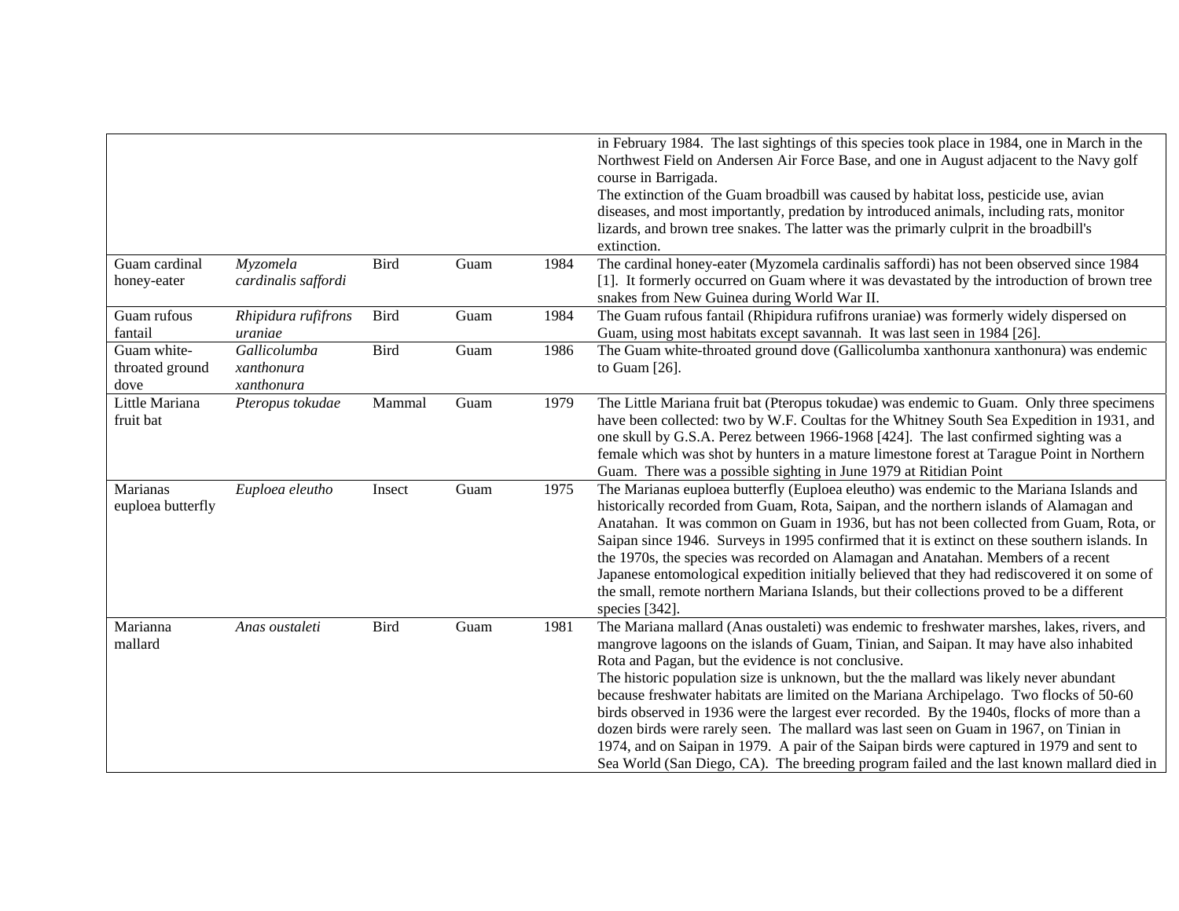| | | | | | |
|---|---|---|---|---|---|
| | | | | | in February 1984. The last sightings of this species took place in 1984, one in March in the Northwest Field on Andersen Air Force Base, and one in August adjacent to the Navy golf course in Barrigada.<br>The extinction of the Guam broadbill was caused by habitat loss, pesticide use, avian diseases, and most importantly, predation by introduced animals, including rats, monitor lizards, and brown tree snakes. The latter was the primarly culprit in the broadbill's extinction. |
| Guam cardinal honey-eater | *Myzomela cardinalis saffordi* | Bird | Guam | 1984 | The cardinal honey-eater (Myzomela cardinalis saffordi) has not been observed since 1984 [1]. It formerly occurred on Guam where it was devastated by the introduction of brown tree snakes from New Guinea during World War II. |
| Guam rufous fantail | *Rhipidura rufifrons uraniae* | Bird | Guam | 1984 | The Guam rufous fantail (Rhipidura rufifrons uraniae) was formerly widely dispersed on Guam, using most habitats except savannah. It was last seen in 1984 [26]. |
| Guam white-throated ground dove | *Gallicolumba xanthonura xanthonura* | Bird | Guam | 1986 | The Guam white-throated ground dove (Gallicolumba xanthonura xanthonura) was endemic to Guam [26]. |
| Little Mariana fruit bat | *Pteropus tokudae* | Mammal | Guam | 1979 | The Little Mariana fruit bat (Pteropus tokudae) was endemic to Guam. Only three specimens have been collected: two by W.F. Coultas for the Whitney South Sea Expedition in 1931, and one skull by G.S.A. Perez between 1966-1968 [424]. The last confirmed sighting was a female which was shot by hunters in a mature limestone forest at Tarague Point in Northern Guam. There was a possible sighting in June 1979 at Ritidian Point |
| Marianas euploea butterfly | *Euploea eleutho* | Insect | Guam | 1975 | The Marianas euploea butterfly (Euploea eleutho) was endemic to the Mariana Islands and historically recorded from Guam, Rota, Saipan, and the northern islands of Alamagan and Anatahan. It was common on Guam in 1936, but has not been collected from Guam, Rota, or Saipan since 1946. Surveys in 1995 confirmed that it is extinct on these southern islands. In the 1970s, the species was recorded on Alamagan and Anatahan. Members of a recent Japanese entomological expedition initially believed that they had rediscovered it on some of the small, remote northern Mariana Islands, but their collections proved to be a different species [342]. |
| Marianna mallard | *Anas oustaleti* | Bird | Guam | 1981 | The Mariana mallard (Anas oustaleti) was endemic to freshwater marshes, lakes, rivers, and mangrove lagoons on the islands of Guam, Tinian, and Saipan. It may have also inhabited Rota and Pagan, but the evidence is not conclusive.<br>The historic population size is unknown, but the the mallard was likely never abundant because freshwater habitats are limited on the Mariana Archipelago. Two flocks of 50-60 birds observed in 1936 were the largest ever recorded. By the 1940s, flocks of more than a dozen birds were rarely seen. The mallard was last seen on Guam in 1967, on Tinian in 1974, and on Saipan in 1979. A pair of the Saipan birds were captured in 1979 and sent to Sea World (San Diego, CA). The breeding program failed and the last known mallard died in |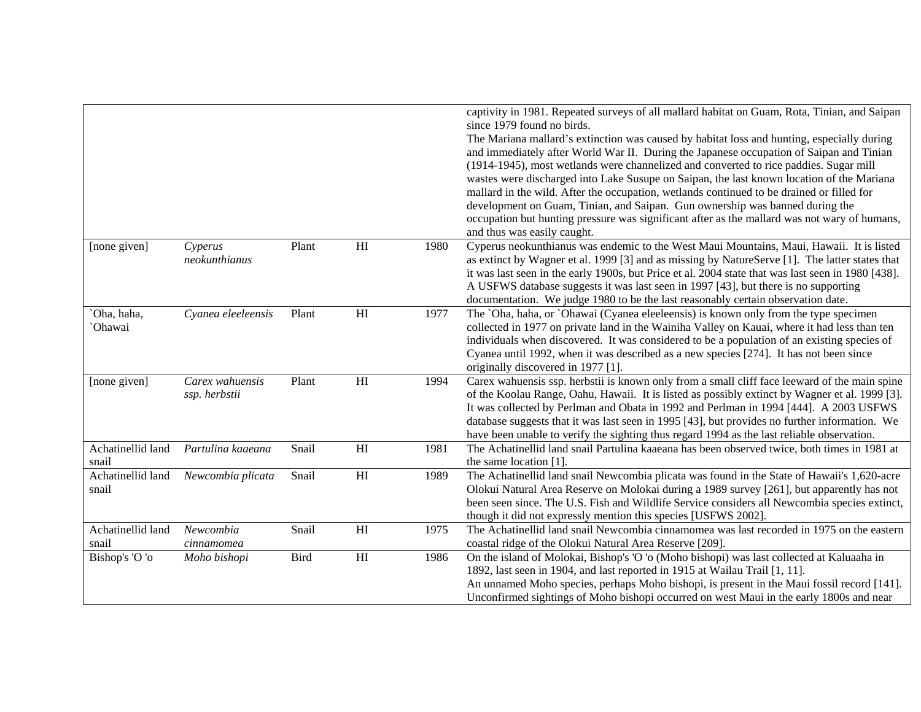| | | | | | |
|---|---|---|---|---|---|
| | | | | | captivity in 1981. Repeated surveys of all mallard habitat on Guam, Rota, Tinian, and Saipan since 1979 found no birds.<br>The Mariana mallard's extinction was caused by habitat loss and hunting, especially during and immediately after World War II. During the Japanese occupation of Saipan and Tinian (1914-1945), most wetlands were channelized and converted to rice paddies. Sugar mill wastes were discharged into Lake Susupe on Saipan, the last known location of the Mariana mallard in the wild. After the occupation, wetlands continued to be drained or filled for development on Guam, Tinian, and Saipan. Gun ownership was banned during the occupation but hunting pressure was significant after as the mallard was not wary of humans, and thus was easily caught. |
| [none given] | *Cyperus neokunthianus* | Plant | HI | 1980 | Cyperus neokunthianus was endemic to the West Maui Mountains, Maui, Hawaii. It is listed as extinct by Wagner et al. 1999 [3] and as missing by NatureServe [1]. The latter states that it was last seen in the early 1900s, but Price et al. 2004 state that was last seen in 1980 [438]. A USFWS database suggests it was last seen in 1997 [43], but there is no supporting documentation. We judge 1980 to be the last reasonably certain observation date. |
| `Oha, haha, `Ohawai | *Cyanea eleeleensis* | Plant | HI | 1977 | The `Oha, haha, or `Ohawai (Cyanea eleeleensis) is known only from the type specimen collected in 1977 on private land in the Wainiha Valley on Kauai, where it had less than ten individuals when discovered. It was considered to be a population of an existing species of Cyanea until 1992, when it was described as a new species [274]. It has not been since originally discovered in 1977 [1]. |
| [none given] | *Carex wahuensis ssp. herbstii* | Plant | HI | 1994 | Carex wahuensis ssp. herbstii is known only from a small cliff face leeward of the main spine of the Koolau Range, Oahu, Hawaii. It is listed as possibly extinct by Wagner et al. 1999 [3]. It was collected by Perlman and Obata in 1992 and Perlman in 1994 [444]. A 2003 USFWS database suggests that it was last seen in 1995 [43], but provides no further information. We have been unable to verify the sighting thus regard 1994 as the last reliable observation. |
| Achatinellid land snail | *Partulina kaaeana* | Snail | HI | 1981 | The Achatinellid land snail Partulina kaaeana has been observed twice, both times in 1981 at the same location [1]. |
| Achatinellid land snail | *Newcombia plicata* | Snail | HI | 1989 | The Achatinellid land snail Newcombia plicata was found in the State of Hawaii's 1,620-acre Olokui Natural Area Reserve on Molokai during a 1989 survey [261], but apparently has not been seen since. The U.S. Fish and Wildlife Service considers all Newcombia species extinct, though it did not expressly mention this species [USFWS 2002]. |
| Achatinellid land snail | *Newcombia cinnamomea* | Snail | HI | 1975 | The Achatinellid land snail Newcombia cinnamomea was last recorded in 1975 on the eastern coastal ridge of the Olokui Natural Area Reserve [209]. |
| Bishop's 'O 'o | *Moho bishopi* | Bird | HI | 1986 | On the island of Molokai, Bishop's 'O 'o (Moho bishopi) was last collected at Kaluaaha in 1892, last seen in 1904, and last reported in 1915 at Wailau Trail [1, 11].<br>An unnamed Moho species, perhaps Moho bishopi, is present in the Maui fossil record [141]. Unconfirmed sightings of Moho bishopi occurred on west Maui in the early 1800s and near |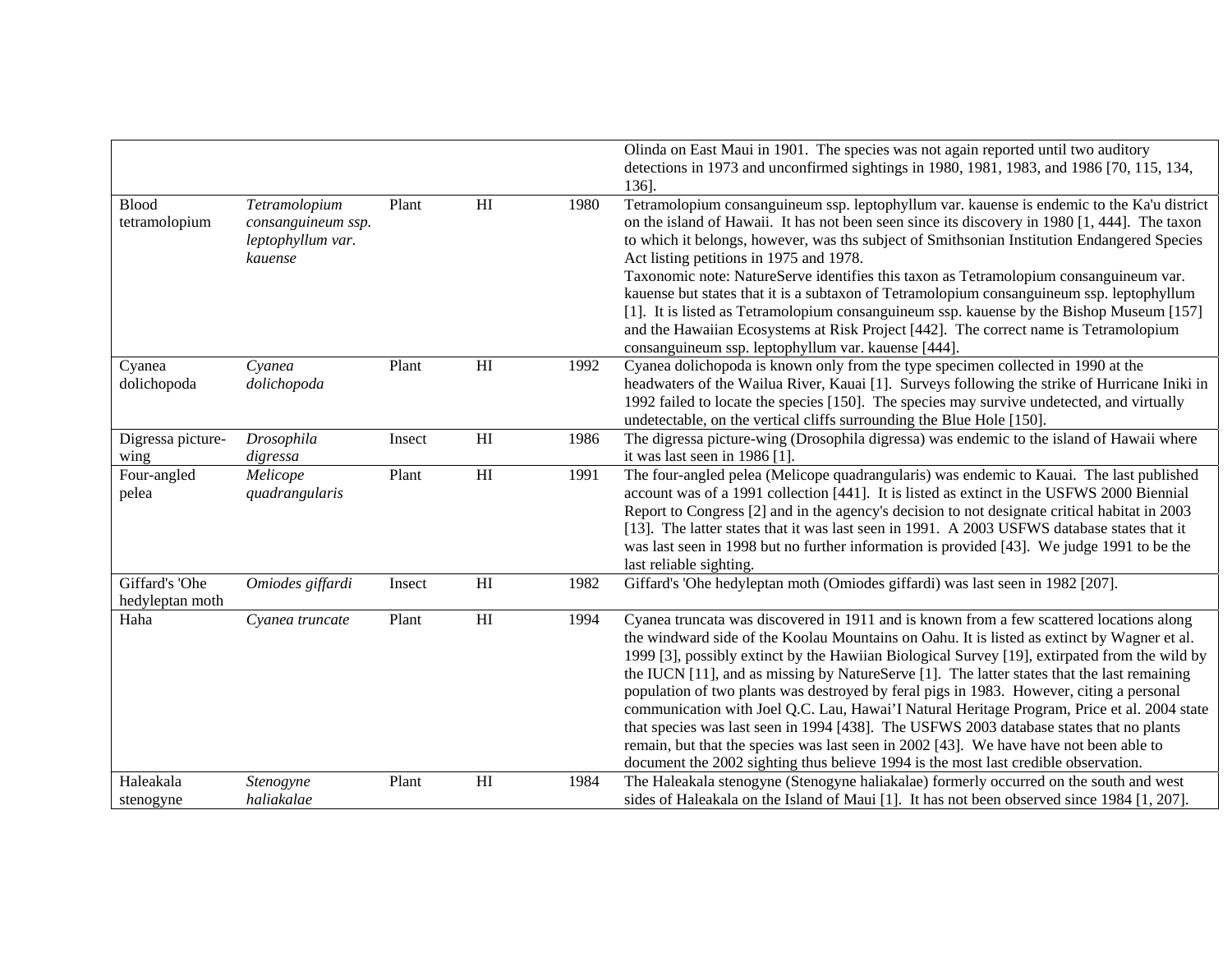| | | | | | |
|---|---|---|---|---|---|
| | | | | | Olinda on East Maui in 1901. The species was not again reported until two auditory detections in 1973 and unconfirmed sightings in 1980, 1981, 1983, and 1986 [70, 115, 134, 136]. |
| Blood tetramolopium | *Tetramolopium consanguineum ssp. leptophyllum var. kauense* | Plant | HI | 1980 | Tetramolopium consanguineum ssp. leptophyllum var. kauense is endemic to the Ka'u district on the island of Hawaii. It has not been seen since its discovery in 1980 [1, 444]. The taxon to which it belongs, however, was ths subject of Smithsonian Institution Endangered Species Act listing petitions in 1975 and 1978.<br>Taxonomic note: NatureServe identifies this taxon as Tetramolopium consanguineum var. kauense but states that it is a subtaxon of Tetramolopium consanguineum ssp. leptophyllum [1]. It is listed as Tetramolopium consanguineum ssp. kauense by the Bishop Museum [157] and the Hawaiian Ecosystems at Risk Project [442]. The correct name is Tetramolopium consanguineum ssp. leptophyllum var. kauense [444]. |
| Cyanea dolichopoda | *Cyanea dolichopoda* | Plant | HI | 1992 | Cyanea dolichopoda is known only from the type specimen collected in 1990 at the headwaters of the Wailua River, Kauai [1]. Surveys following the strike of Hurricane Iniki in 1992 failed to locate the species [150]. The species may survive undetected, and virtually undetectable, on the vertical cliffs surrounding the Blue Hole [150]. |
| Digressa picture-wing | *Drosophila digressa* | Insect | HI | 1986 | The digressa picture-wing (Drosophila digressa) was endemic to the island of Hawaii where it was last seen in 1986 [1]. |
| Four-angled pelea | *Melicope quadrangularis* | Plant | HI | 1991 | The four-angled pelea (Melicope quadrangularis) was endemic to Kauai. The last published account was of a 1991 collection [441]. It is listed as extinct in the USFWS 2000 Biennial Report to Congress [2] and in the agency's decision to not designate critical habitat in 2003 [13]. The latter states that it was last seen in 1991. A 2003 USFWS database states that it was last seen in 1998 but no further information is provided [43]. We judge 1991 to be the last reliable sighting. |
| Giffard's 'Ohe hedyleptan moth | *Omiodes giffardi* | Insect | HI | 1982 | Giffard's 'Ohe hedyleptan moth (Omiodes giffardi) was last seen in 1982 [207]. |
| Haha | *Cyanea truncate* | Plant | HI | 1994 | Cyanea truncata was discovered in 1911 and is known from a few scattered locations along the windward side of the Koolau Mountains on Oahu. It is listed as extinct by Wagner et al. 1999 [3], possibly extinct by the Hawiian Biological Survey [19], extirpated from the wild by the IUCN [11], and as missing by NatureServe [1]. The latter states that the last remaining population of two plants was destroyed by feral pigs in 1983. However, citing a personal communication with Joel Q.C. Lau, Hawai'I Natural Heritage Program, Price et al. 2004 state that species was last seen in 1994 [438]. The USFWS 2003 database states that no plants remain, but that the species was last seen in 2002 [43]. We have have not been able to document the 2002 sighting thus believe 1994 is the most last credible observation. |
| Haleakala stenogyne | *Stenogyne haliakalae* | Plant | HI | 1984 | The Haleakala stenogyne (Stenogyne haliakalae) formerly occurred on the south and west sides of Haleakala on the Island of Maui [1]. It has not been observed since 1984 [1, 207]. |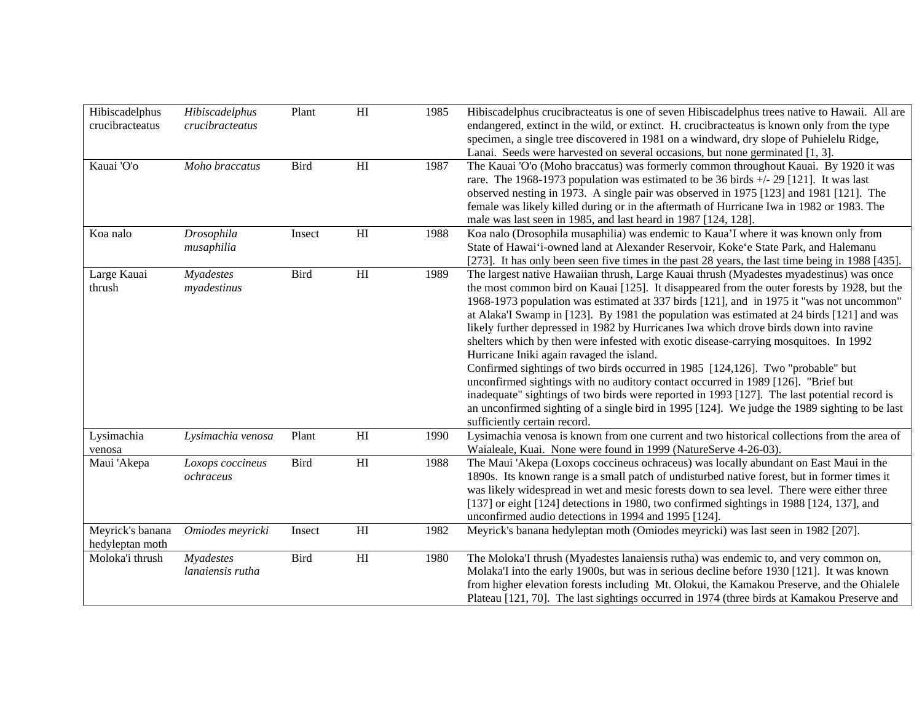| Hibiscadelphus crucibracteatus | *Hibiscadelphus crucibracteatus* | Plant | HI | 1985 | Hibiscadelphus crucibracteatus is one of seven Hibiscadelphus trees native to Hawaii. All are endangered, extinct in the wild, or extinct. H. crucibracteatus is known only from the type specimen, a single tree discovered in 1981 on a windward, dry slope of Puhielelu Ridge, Lanai. Seeds were harvested on several occasions, but none germinated [1, 3]. |
|---|---|---|---|---|---|
| Kauai 'O'o | *Moho braccatus* | Bird | HI | 1987 | The Kauai 'O'o (Moho braccatus) was formerly common throughout Kauai. By 1920 it was rare. The 1968-1973 population was estimated to be 36 birds +/- 29 [121]. It was last observed nesting in 1973. A single pair was observed in 1975 [123] and 1981 [121]. The female was likely killed during or in the aftermath of Hurricane Iwa in 1982 or 1983. The male was last seen in 1985, and last heard in 1987 [124, 128]. |
| Koa nalo | *Drosophila musaphilia* | Insect | HI | 1988 | Koa nalo (Drosophila musaphilia) was endemic to Kaua'I where it was known only from State of Hawai'i-owned land at Alexander Reservoir, Koke'e State Park, and Halemanu [273]. It has only been seen five times in the past 28 years, the last time being in 1988 [435]. |
| Large Kauai thrush | *Myadestes myadestinus* | Bird | HI | 1989 | The largest native Hawaiian thrush, Large Kauai thrush (Myadestes myadestinus) was once the most common bird on Kauai [125]. It disappeared from the outer forests by 1928, but the 1968-1973 population was estimated at 337 birds [121], and in 1975 it "was not uncommon" at Alaka'I Swamp in [123]. By 1981 the population was estimated at 24 birds [121] and was likely further depressed in 1982 by Hurricanes Iwa which drove birds down into ravine shelters which by then were infested with exotic disease-carrying mosquitoes. In 1992 Hurricane Iniki again ravaged the island. Confirmed sightings of two birds occurred in 1985 [124,126]. Two "probable" but unconfirmed sightings with no auditory contact occurred in 1989 [126]. "Brief but inadequate" sightings of two birds were reported in 1993 [127]. The last potential record is an unconfirmed sighting of a single bird in 1995 [124]. We judge the 1989 sighting to be last sufficiently certain record. |
| Lysimachia venosa | *Lysimachia venosa* | Plant | HI | 1990 | Lysimachia venosa is known from one current and two historical collections from the area of Waialeale, Kuai. None were found in 1999 (NatureServe 4-26-03). |
| Maui 'Akepa | *Loxops coccineus ochraceus* | Bird | HI | 1988 | The Maui 'Akepa (Loxops coccineus ochraceus) was locally abundant on East Maui in the 1890s. Its known range is a small patch of undisturbed native forest, but in former times it was likely widespread in wet and mesic forests down to sea level. There were either three [137] or eight [124] detections in 1980, two confirmed sightings in 1988 [124, 137], and unconfirmed audio detections in 1994 and 1995 [124]. |
| Meyrick's banana hedyleptan moth | *Omiodes meyricki* | Insect | HI | 1982 | Meyrick's banana hedyleptan moth (Omiodes meyricki) was last seen in 1982 [207]. |
| Moloka'i thrush | *Myadestes lanaiensis rutha* | Bird | HI | 1980 | The Moloka'I thrush (Myadestes lanaiensis rutha) was endemic to, and very common on, Molaka'I into the early 1900s, but was in serious decline before 1930 [121]. It was known from higher elevation forests including Mt. Olokui, the Kamakou Preserve, and the Ohialele Plateau [121, 70]. The last sightings occurred in 1974 (three birds at Kamakou Preserve and |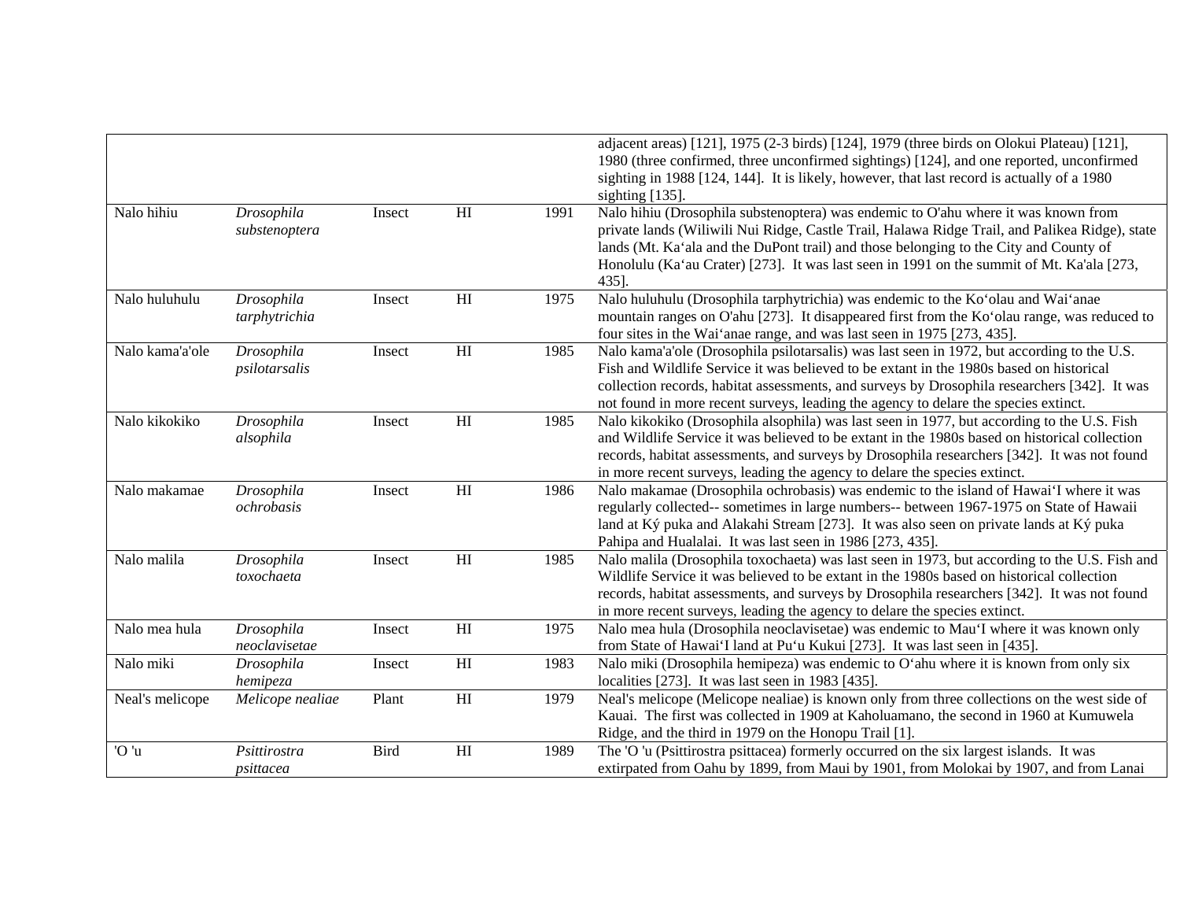| | | | | | |
|---|---|---|---|---|---|
| | | | | | adjacent areas) [121], 1975 (2-3 birds) [124], 1979 (three birds on Olokui Plateau) [121], 1980 (three confirmed, three unconfirmed sightings) [124], and one reported, unconfirmed sighting in 1988 [124, 144]. It is likely, however, that last record is actually of a 1980 sighting [135]. |
| Nalo hihiu | *Drosophila substenoptera* | Insect | HI | 1991 | Nalo hihiu (Drosophila substenoptera) was endemic to O'ahu where it was known from private lands (Wiliwili Nui Ridge, Castle Trail, Halawa Ridge Trail, and Palikea Ridge), state lands (Mt. Ka‘ala and the DuPont trail) and those belonging to the City and County of Honolulu (Ka‘au Crater) [273]. It was last seen in 1991 on the summit of Mt. Ka'ala [273, 435]. |
| Nalo huluhulu | *Drosophila tarphytrichia* | Insect | HI | 1975 | Nalo huluhulu (Drosophila tarphytrichia) was endemic to the Ko‘olau and Wai‘anae mountain ranges on O'ahu [273]. It disappeared first from the Ko‘olau range, was reduced to four sites in the Wai‘anae range, and was last seen in 1975 [273, 435]. |
| Nalo kama'a'ole | *Drosophila psilotarsalis* | Insect | HI | 1985 | Nalo kama'a'ole (Drosophila psilotarsalis) was last seen in 1972, but according to the U.S. Fish and Wildlife Service it was believed to be extant in the 1980s based on historical collection records, habitat assessments, and surveys by Drosophila researchers [342]. It was not found in more recent surveys, leading the agency to delare the species extinct. |
| Nalo kikokiko | *Drosophila alsophila* | Insect | HI | 1985 | Nalo kikokiko (Drosophila alsophila) was last seen in 1977, but according to the U.S. Fish and Wildlife Service it was believed to be extant in the 1980s based on historical collection records, habitat assessments, and surveys by Drosophila researchers [342]. It was not found in more recent surveys, leading the agency to delare the species extinct. |
| Nalo makamae | *Drosophila ochrobasis* | Insect | HI | 1986 | Nalo makamae (Drosophila ochrobasis) was endemic to the island of Hawai‘I where it was regularly collected-- sometimes in large numbers-- between 1967-1975 on State of Hawaii land at Ký puka and Alakahi Stream [273]. It was also seen on private lands at Ký puka Pahipa and Hualalai. It was last seen in 1986 [273, 435]. |
| Nalo malila | *Drosophila toxochaeta* | Insect | HI | 1985 | Nalo malila (Drosophila toxochaeta) was last seen in 1973, but according to the U.S. Fish and Wildlife Service it was believed to be extant in the 1980s based on historical collection records, habitat assessments, and surveys by Drosophila researchers [342]. It was not found in more recent surveys, leading the agency to delare the species extinct. |
| Nalo mea hula | *Drosophila neoclavisetae* | Insect | HI | 1975 | Nalo mea hula (Drosophila neoclavisetae) was endemic to Mau‘I where it was known only from State of Hawai‘I land at Pu‘u Kukui [273]. It was last seen in [435]. |
| Nalo miki | *Drosophila hemipeza* | Insect | HI | 1983 | Nalo miki (Drosophila hemipeza) was endemic to O‘ahu where it is known from only six localities [273]. It was last seen in 1983 [435]. |
| Neal's melicope | *Melicope nealiae* | Plant | HI | 1979 | Neal's melicope (Melicope nealiae) is known only from three collections on the west side of Kauai. The first was collected in 1909 at Kaholuamano, the second in 1960 at Kumuwela Ridge, and the third in 1979 on the Honopu Trail [1]. |
| 'O 'u | *Psittirostra psittacea* | Bird | HI | 1989 | The 'O 'u (Psittirostra psittacea) formerly occurred on the six largest islands. It was extirpated from Oahu by 1899, from Maui by 1901, from Molokai by 1907, and from Lanai |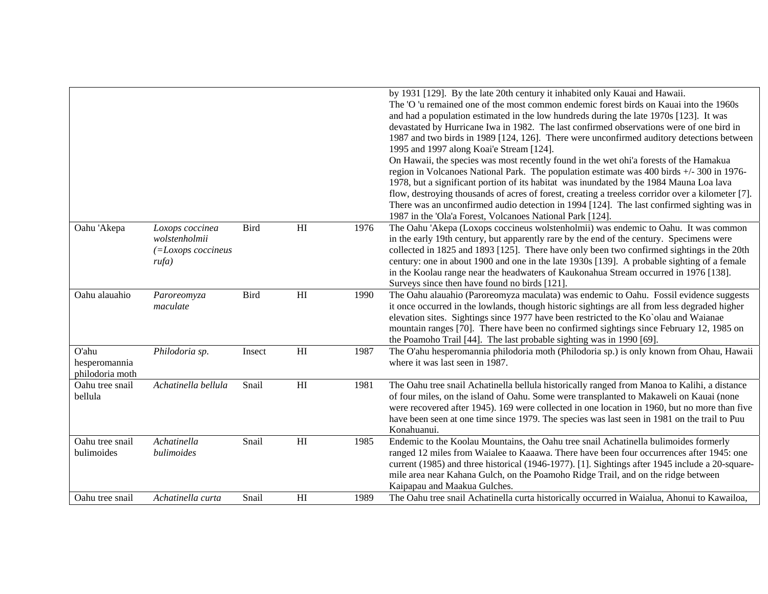| | | | | | |
|---|---|---|---|---|---|
| | | | | | by 1931 [129]. By the late 20th century it inhabited only Kauai and Hawaii. The 'O 'u remained one of the most common endemic forest birds on Kauai into the 1960s and had a population estimated in the low hundreds during the late 1970s [123]. It was devastated by Hurricane Iwa in 1982. The last confirmed observations were of one bird in 1987 and two birds in 1989 [124, 126]. There were unconfirmed auditory detections between 1995 and 1997 along Koai'e Stream [124]. On Hawaii, the species was most recently found in the wet ohi'a forests of the Hamakua region in Volcanoes National Park. The population estimate was 400 birds +/- 300 in 1976-1978, but a significant portion of its habitat was inundated by the 1984 Mauna Loa lava flow, destroying thousands of acres of forest, creating a treeless corridor over a kilometer [7]. There was an unconfirmed audio detection in 1994 [124]. The last confirmed sighting was in 1987 in the 'Ola'a Forest, Volcanoes National Park [124]. |
| Oahu 'Akepa | *Loxops coccinea wolstenholmii (=Loxops coccineus rufa)* | Bird | HI | 1976 | The Oahu 'Akepa (Loxops coccineus wolstenholmii) was endemic to Oahu. It was common in the early 19th century, but apparently rare by the end of the century. Specimens were collected in 1825 and 1893 [125]. There have only been two confirmed sightings in the 20th century: one in about 1900 and one in the late 1930s [139]. A probable sighting of a female in the Koolau range near the headwaters of Kaukonahua Stream occurred in 1976 [138]. Surveys since then have found no birds [121]. |
| Oahu alauahio | *Paroreomyza maculate* | Bird | HI | 1990 | The Oahu alauahio (Paroreomyza maculata) was endemic to Oahu. Fossil evidence suggests it once occurred in the lowlands, though historic sightings are all from less degraded higher elevation sites. Sightings since 1977 have been restricted to the Ko`olau and Waianae mountain ranges [70]. There have been no confirmed sightings since February 12, 1985 on the Poamoho Trail [44]. The last probable sighting was in 1990 [69]. |
| O'ahu hesperomannia philodoria moth | *Philodoria sp.* | Insect | HI | 1987 | The O'ahu hesperomannia philodoria moth (Philodoria sp.) is only known from Ohau, Hawaii where it was last seen in 1987. |
| Oahu tree snail bellula | *Achatinella bellula* | Snail | HI | 1981 | The Oahu tree snail Achatinella bellula historically ranged from Manoa to Kalihi, a distance of four miles, on the island of Oahu. Some were transplanted to Makaweli on Kauai (none were recovered after 1945). 169 were collected in one location in 1960, but no more than five have been seen at one time since 1979. The species was last seen in 1981 on the trail to Puu Konahuanui. |
| Oahu tree snail bulimoides | *Achatinella bulimoides* | Snail | HI | 1985 | Endemic to the Koolau Mountains, the Oahu tree snail Achatinella bulimoides formerly ranged 12 miles from Waialee to Kaaawa. There have been four occurrences after 1945: one current (1985) and three historical (1946-1977). [1]. Sightings after 1945 include a 20-square-mile area near Kahana Gulch, on the Poamoho Ridge Trail, and on the ridge between Kaipapau and Maakua Gulches. |
| Oahu tree snail | *Achatinella curta* | Snail | HI | 1989 | The Oahu tree snail Achatinella curta historically occurred in Waialua, Ahonui to Kawailoa, |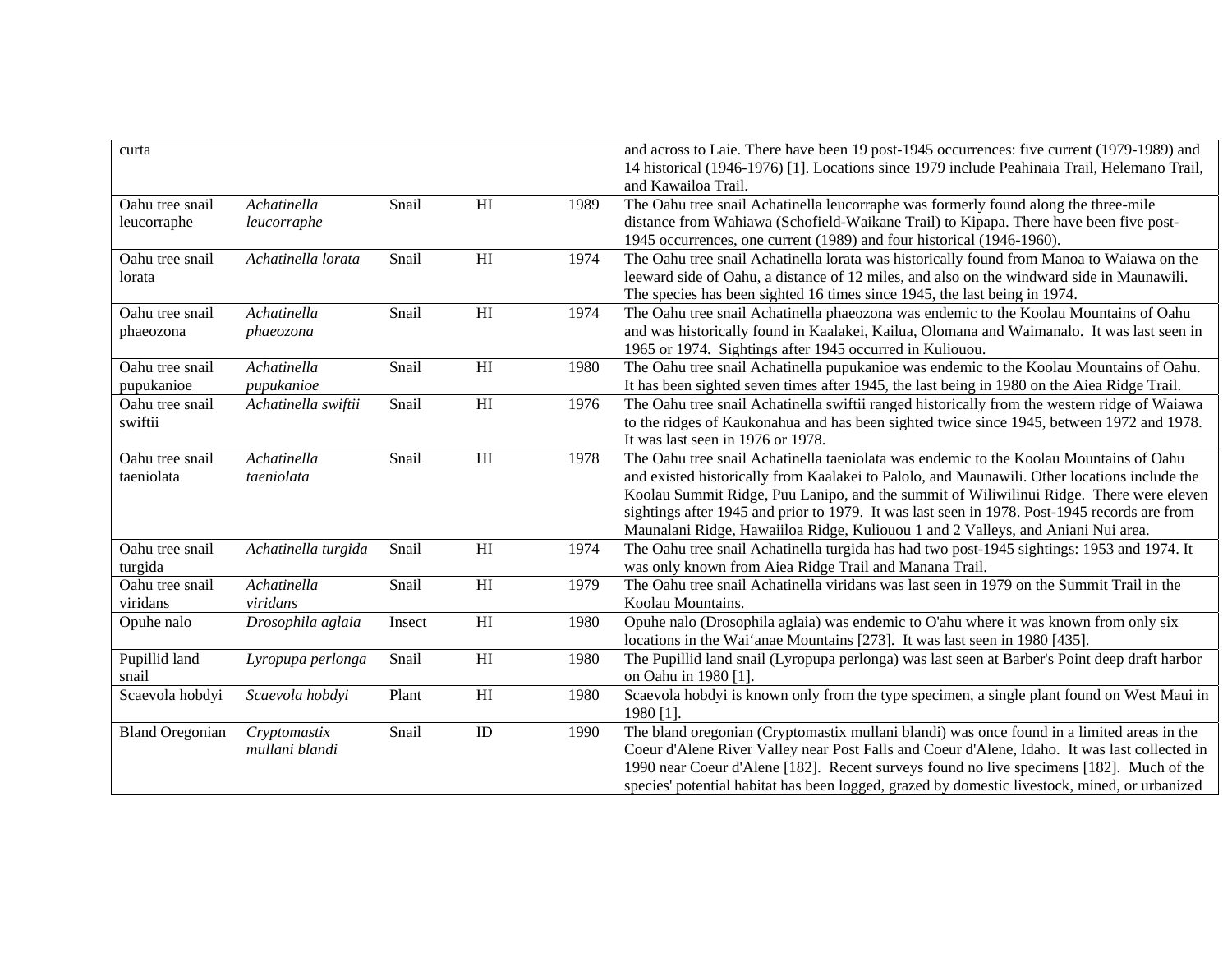| | | | | | |
|---|---|---|---|---|---|
| curta | | | | | and across to Laie. There have been 19 post-1945 occurrences: five current (1979-1989) and 14 historical (1946-1976) [1]. Locations since 1979 include Peahinaia Trail, Helemano Trail, and Kawailoa Trail. |
| Oahu tree snail leucorraphe | *Achatinella leucorraphe* | Snail | HI | 1989 | The Oahu tree snail Achatinella leucorraphe was formerly found along the three-mile distance from Wahiawa (Schofield-Waikane Trail) to Kipapa. There have been five post-1945 occurrences, one current (1989) and four historical (1946-1960). |
| Oahu tree snail lorata | *Achatinella lorata* | Snail | HI | 1974 | The Oahu tree snail Achatinella lorata was historically found from Manoa to Waiawa on the leeward side of Oahu, a distance of 12 miles, and also on the windward side in Maunawili. The species has been sighted 16 times since 1945, the last being in 1974. |
| Oahu tree snail phaeozona | *Achatinella phaeozona* | Snail | HI | 1974 | The Oahu tree snail Achatinella phaeozona was endemic to the Koolau Mountains of Oahu and was historically found in Kaalakei, Kailua, Olomana and Waimanalo. It was last seen in 1965 or 1974. Sightings after 1945 occurred in Kuliouou. |
| Oahu tree snail pupukanioe | *Achatinella pupukanioe* | Snail | HI | 1980 | The Oahu tree snail Achatinella pupukanioe was endemic to the Koolau Mountains of Oahu. It has been sighted seven times after 1945, the last being in 1980 on the Aiea Ridge Trail. |
| Oahu tree snail swiftii | *Achatinella swiftii* | Snail | HI | 1976 | The Oahu tree snail Achatinella swiftii ranged historically from the western ridge of Waiawa to the ridges of Kaukonahua and has been sighted twice since 1945, between 1972 and 1978. It was last seen in 1976 or 1978. |
| Oahu tree snail taeniolata | *Achatinella taeniolata* | Snail | HI | 1978 | The Oahu tree snail Achatinella taeniolata was endemic to the Koolau Mountains of Oahu and existed historically from Kaalakei to Palolo, and Maunawili. Other locations include the Koolau Summit Ridge, Puu Lanipo, and the summit of Wiliwilinui Ridge. There were eleven sightings after 1945 and prior to 1979. It was last seen in 1978. Post-1945 records are from Maunalani Ridge, Hawaiiloa Ridge, Kuliouou 1 and 2 Valleys, and Aniani Nui area. |
| Oahu tree snail turgida | *Achatinella turgida* | Snail | HI | 1974 | The Oahu tree snail Achatinella turgida has had two post-1945 sightings: 1953 and 1974. It was only known from Aiea Ridge Trail and Manana Trail. |
| Oahu tree snail viridans | *Achatinella viridans* | Snail | HI | 1979 | The Oahu tree snail Achatinella viridans was last seen in 1979 on the Summit Trail in the Koolau Mountains. |
| Opuhe nalo | *Drosophila aglaia* | Insect | HI | 1980 | Opuhe nalo (Drosophila aglaia) was endemic to O'ahu where it was known from only six locations in the Wai‘anae Mountains [273]. It was last seen in 1980 [435]. |
| Pupillid land snail | *Lyropupa perlonga* | Snail | HI | 1980 | The Pupillid land snail (Lyropupa perlonga) was last seen at Barber's Point deep draft harbor on Oahu in 1980 [1]. |
| Scaevola hobdyi | *Scaevola hobdyi* | Plant | HI | 1980 | Scaevola hobdyi is known only from the type specimen, a single plant found on West Maui in 1980 [1]. |
| Bland Oregonian | *Cryptomastix mullani blandi* | Snail | ID | 1990 | The bland oregonian (Cryptomastix mullani blandi) was once found in a limited areas in the Coeur d'Alene River Valley near Post Falls and Coeur d'Alene, Idaho. It was last collected in 1990 near Coeur d'Alene [182]. Recent surveys found no live specimens [182]. Much of the species' potential habitat has been logged, grazed by domestic livestock, mined, or urbanized |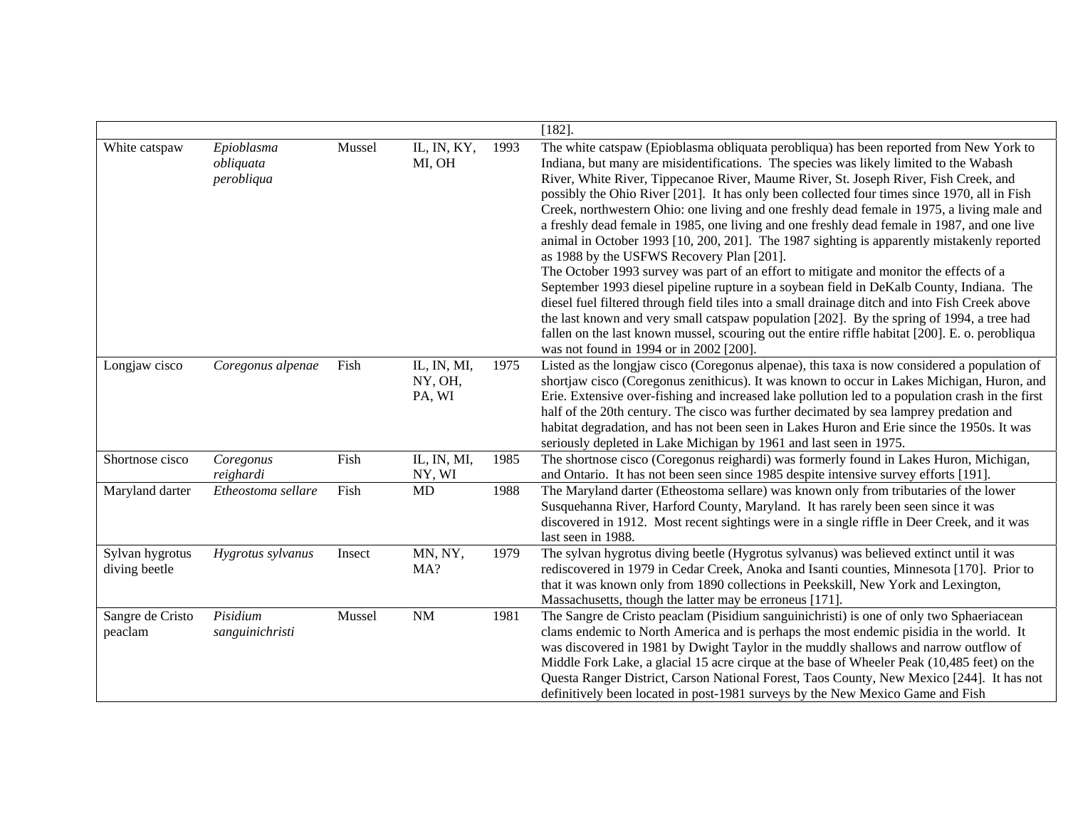| | | | | | |
|---|---|---|---|---|---|
| | | | | | [182]. |
| White catspaw | *Epioblasma obliquata perobliqua* | Mussel | IL, IN, KY, MI, OH | 1993 | The white catspaw (Epioblasma obliquata perobliqua) has been reported from New York to Indiana, but many are misidentifications. The species was likely limited to the Wabash River, White River, Tippecanoe River, Maume River, St. Joseph River, Fish Creek, and possibly the Ohio River [201]. It has only been collected four times since 1970, all in Fish Creek, northwestern Ohio: one living and one freshly dead female in 1975, a living male and a freshly dead female in 1985, one living and one freshly dead female in 1987, and one live animal in October 1993 [10, 200, 201]. The 1987 sighting is apparently mistakenly reported as 1988 by the USFWS Recovery Plan [201].<br>The October 1993 survey was part of an effort to mitigate and monitor the effects of a September 1993 diesel pipeline rupture in a soybean field in DeKalb County, Indiana. The diesel fuel filtered through field tiles into a small drainage ditch and into Fish Creek above the last known and very small catspaw population [202]. By the spring of 1994, a tree had fallen on the last known mussel, scouring out the entire riffle habitat [200]. E. o. perobliqua was not found in 1994 or in 2002 [200]. |
| Longjaw cisco | *Coregonus alpenae* | Fish | IL, IN, MI, NY, OH, PA, WI | 1975 | Listed as the longjaw cisco (Coregonus alpenae), this taxa is now considered a population of shortjaw cisco (Coregonus zenithicus). It was known to occur in Lakes Michigan, Huron, and Erie. Extensive over-fishing and increased lake pollution led to a population crash in the first half of the 20th century. The cisco was further decimated by sea lamprey predation and habitat degradation, and has not been seen in Lakes Huron and Erie since the 1950s. It was seriously depleted in Lake Michigan by 1961 and last seen in 1975. |
| Shortnose cisco | *Coregonus reighardi* | Fish | IL, IN, MI, NY, WI | 1985 | The shortnose cisco (Coregonus reighardi) was formerly found in Lakes Huron, Michigan, and Ontario. It has not been seen since 1985 despite intensive survey efforts [191]. |
| Maryland darter | *Etheostoma sellare* | Fish | MD | 1988 | The Maryland darter (Etheostoma sellare) was known only from tributaries of the lower Susquehanna River, Harford County, Maryland. It has rarely been seen since it was discovered in 1912. Most recent sightings were in a single riffle in Deer Creek, and it was last seen in 1988. |
| Sylvan hygrotus diving beetle | *Hygrotus sylvanus* | Insect | MN, NY, MA? | 1979 | The sylvan hygrotus diving beetle (Hygrotus sylvanus) was believed extinct until it was rediscovered in 1979 in Cedar Creek, Anoka and Isanti counties, Minnesota [170]. Prior to that it was known only from 1890 collections in Peekskill, New York and Lexington, Massachusetts, though the latter may be erroneus [171]. |
| Sangre de Cristo peaclam | *Pisidium sanguinichristi* | Mussel | NM | 1981 | The Sangre de Cristo peaclam (Pisidium sanguinichristi) is one of only two Sphaeriacean clams endemic to North America and is perhaps the most endemic pisidia in the world. It was discovered in 1981 by Dwight Taylor in the muddly shallows and narrow outflow of Middle Fork Lake, a glacial 15 acre cirque at the base of Wheeler Peak (10,485 feet) on the Questa Ranger District, Carson National Forest, Taos County, New Mexico [244]. It has not definitively been located in post-1981 surveys by the New Mexico Game and Fish |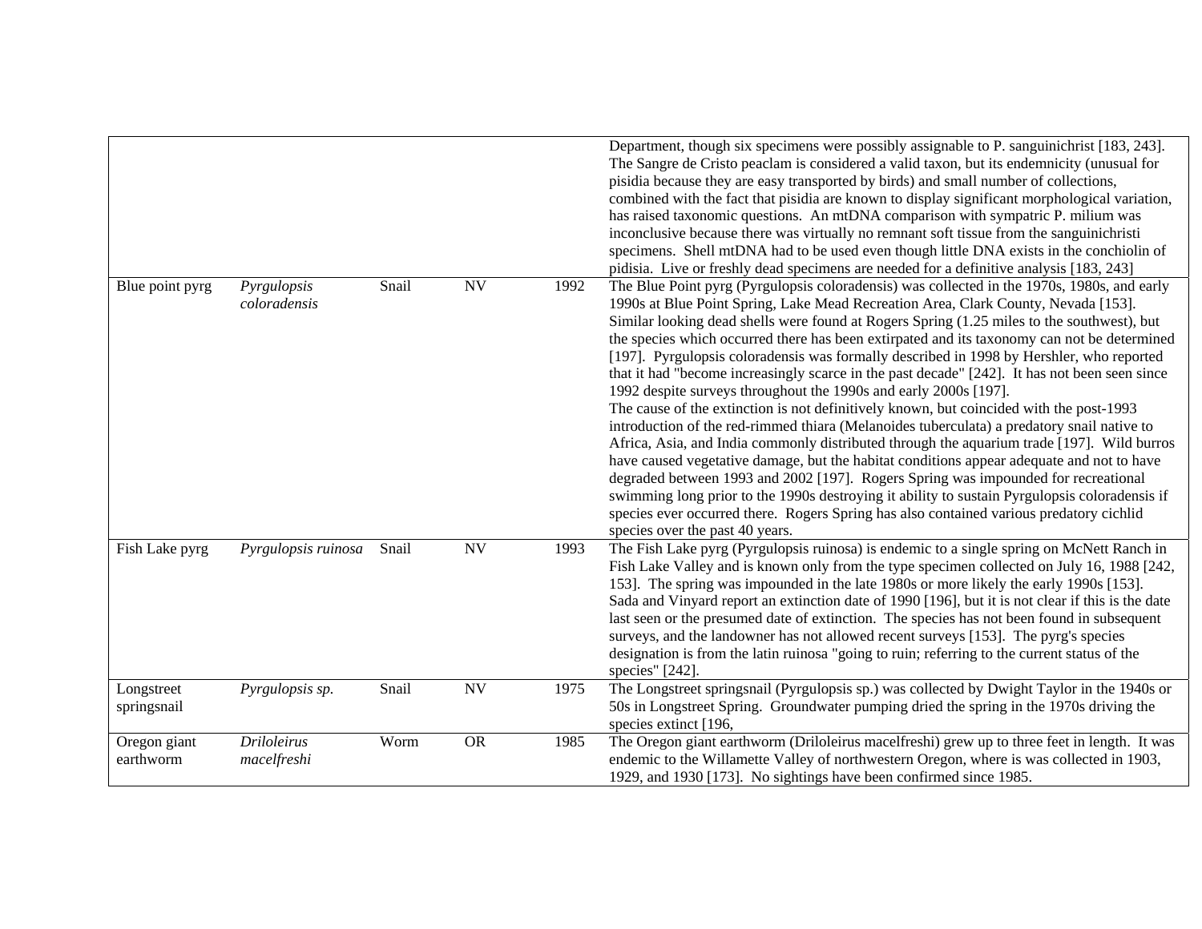| | | | | | |
|---|---|---|---|---|---|
| | | | | | Department, though six specimens were possibly assignable to P. sanguinichrist [183, 243]. The Sangre de Cristo peaclam is considered a valid taxon, but its endemnicity (unusual for pisidia because they are easy transported by birds) and small number of collections, combined with the fact that pisidia are known to display significant morphological variation, has raised taxonomic questions. An mtDNA comparison with sympatric P. milium was inconclusive because there was virtually no remnant soft tissue from the sanguinichristi specimens. Shell mtDNA had to be used even though little DNA exists in the conchiolin of pidisia. Live or freshly dead specimens are needed for a definitive analysis [183, 243] |
| Blue point pyrg | *Pyrgulopsis coloradensis* | Snail | NV | 1992 | The Blue Point pyrg (Pyrgulopsis coloradensis) was collected in the 1970s, 1980s, and early 1990s at Blue Point Spring, Lake Mead Recreation Area, Clark County, Nevada [153]. Similar looking dead shells were found at Rogers Spring (1.25 miles to the southwest), but the species which occurred there has been extirpated and its taxonomy can not be determined [197]. Pyrgulopsis coloradensis was formally described in 1998 by Hershler, who reported that it had "become increasingly scarce in the past decade" [242]. It has not been seen since 1992 despite surveys throughout the 1990s and early 2000s [197]. The cause of the extinction is not definitively known, but coincided with the post-1993 introduction of the red-rimmed thiara (Melanoides tuberculata) a predatory snail native to Africa, Asia, and India commonly distributed through the aquarium trade [197]. Wild burros have caused vegetative damage, but the habitat conditions appear adequate and not to have degraded between 1993 and 2002 [197]. Rogers Spring was impounded for recreational swimming long prior to the 1990s destroying it ability to sustain Pyrgulopsis coloradensis if species ever occurred there. Rogers Spring has also contained various predatory cichlid species over the past 40 years. |
| Fish Lake pyrg | *Pyrgulopsis ruinosa* | Snail | NV | 1993 | The Fish Lake pyrg (Pyrgulopsis ruinosa) is endemic to a single spring on McNett Ranch in Fish Lake Valley and is known only from the type specimen collected on July 16, 1988 [242, 153]. The spring was impounded in the late 1980s or more likely the early 1990s [153]. Sada and Vinyard report an extinction date of 1990 [196], but it is not clear if this is the date last seen or the presumed date of extinction. The species has not been found in subsequent surveys, and the landowner has not allowed recent surveys [153]. The pyrg's species designation is from the latin ruinosa "going to ruin; referring to the current status of the species" [242]. |
| Longstreet springsnail | *Pyrgulopsis sp.* | Snail | NV | 1975 | The Longstreet springsnail (Pyrgulopsis sp.) was collected by Dwight Taylor in the 1940s or 50s in Longstreet Spring. Groundwater pumping dried the spring in the 1970s driving the species extinct [196, |
| Oregon giant earthworm | *Driloleirus macelfreshi* | Worm | OR | 1985 | The Oregon giant earthworm (Driloleirus macelfreshi) grew up to three feet in length. It was endemic to the Willamette Valley of northwestern Oregon, where is was collected in 1903, 1929, and 1930 [173]. No sightings have been confirmed since 1985. |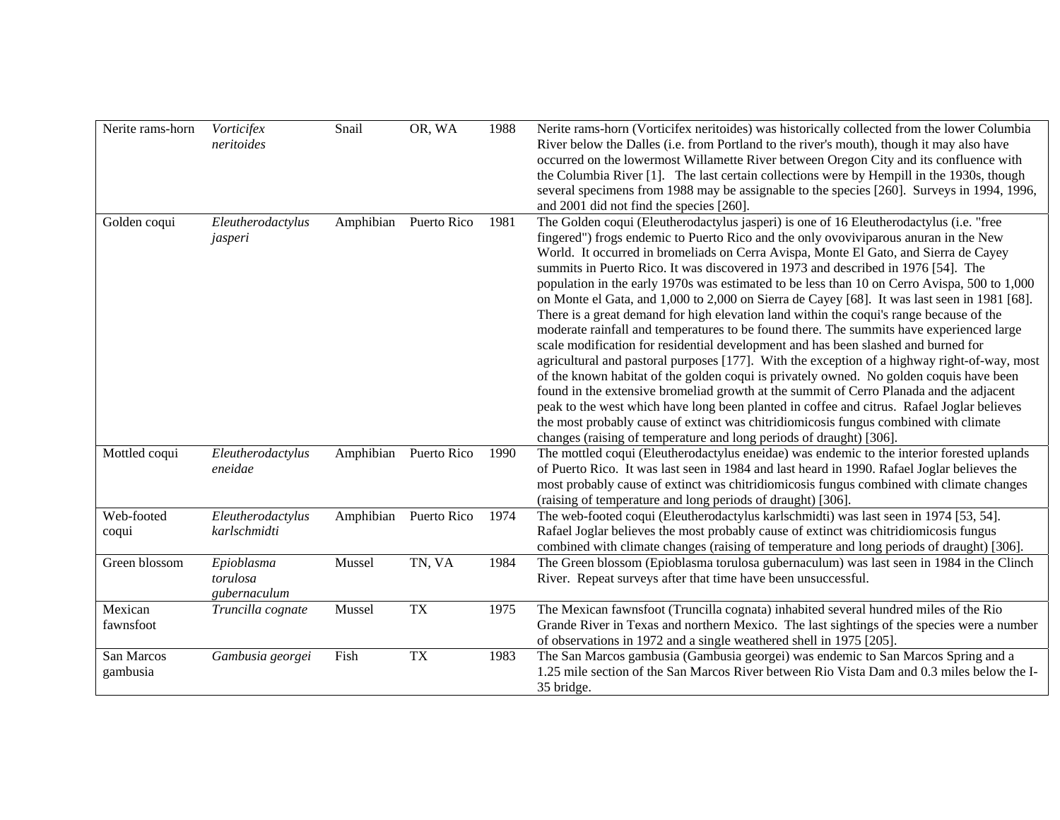| | | | | | |
|---|---|---|---|---|---|
| Nerite rams-horn | *Vorticifex neritoides* | Snail | OR, WA | 1988 | Nerite rams-horn (Vorticifex neritoides) was historically collected from the lower Columbia River below the Dalles (i.e. from Portland to the river's mouth), though it may also have occurred on the lowermost Willamette River between Oregon City and its confluence with the Columbia River [1]. The last certain collections were by Hempill in the 1930s, though several specimens from 1988 may be assignable to the species [260]. Surveys in 1994, 1996, and 2001 did not find the species [260]. |
| Golden coqui | *Eleutherodactylus jasperi* | Amphibian | Puerto Rico | 1981 | The Golden coqui (Eleutherodactylus jasperi) is one of 16 Eleutherodactylus (i.e. "free fingered") frogs endemic to Puerto Rico and the only ovoviviparous anuran in the New World. It occurred in bromeliads on Cerra Avispa, Monte El Gato, and Sierra de Cayey summits in Puerto Rico. It was discovered in 1973 and described in 1976 [54]. The population in the early 1970s was estimated to be less than 10 on Cerro Avispa, 500 to 1,000 on Monte el Gata, and 1,000 to 2,000 on Sierra de Cayey [68]. It was last seen in 1981 [68]. There is a great demand for high elevation land within the coqui's range because of the moderate rainfall and temperatures to be found there. The summits have experienced large scale modification for residential development and has been slashed and burned for agricultural and pastoral purposes [177]. With the exception of a highway right-of-way, most of the known habitat of the golden coqui is privately owned. No golden coquis have been found in the extensive bromeliad growth at the summit of Cerro Planada and the adjacent peak to the west which have long been planted in coffee and citrus. Rafael Joglar believes the most probably cause of extinct was chitridiomicosis fungus combined with climate changes (raising of temperature and long periods of draught) [306]. |
| Mottled coqui | *Eleutherodactylus eneidae* | Amphibian | Puerto Rico | 1990 | The mottled coqui (Eleutherodactylus eneidae) was endemic to the interior forested uplands of Puerto Rico. It was last seen in 1984 and last heard in 1990. Rafael Joglar believes the most probably cause of extinct was chitridiomicosis fungus combined with climate changes (raising of temperature and long periods of draught) [306]. |
| Web-footed coqui | *Eleutherodactylus karlschmidti* | Amphibian | Puerto Rico | 1974 | The web-footed coqui (Eleutherodactylus karlschmidti) was last seen in 1974 [53, 54]. Rafael Joglar believes the most probably cause of extinct was chitridiomicosis fungus combined with climate changes (raising of temperature and long periods of draught) [306]. |
| Green blossom | *Epioblasma torulosa gubernaculum* | Mussel | TN, VA | 1984 | The Green blossom (Epioblasma torulosa gubernaculum) was last seen in 1984 in the Clinch River. Repeat surveys after that time have been unsuccessful. |
| Mexican fawnsfoot | *Truncilla cognate* | Mussel | TX | 1975 | The Mexican fawnsfoot (Truncilla cognata) inhabited several hundred miles of the Rio Grande River in Texas and northern Mexico. The last sightings of the species were a number of observations in 1972 and a single weathered shell in 1975 [205]. |
| San Marcos gambusia | *Gambusia georgei* | Fish | TX | 1983 | The San Marcos gambusia (Gambusia georgei) was endemic to San Marcos Spring and a 1.25 mile section of the San Marcos River between Rio Vista Dam and 0.3 miles below the I-35 bridge. |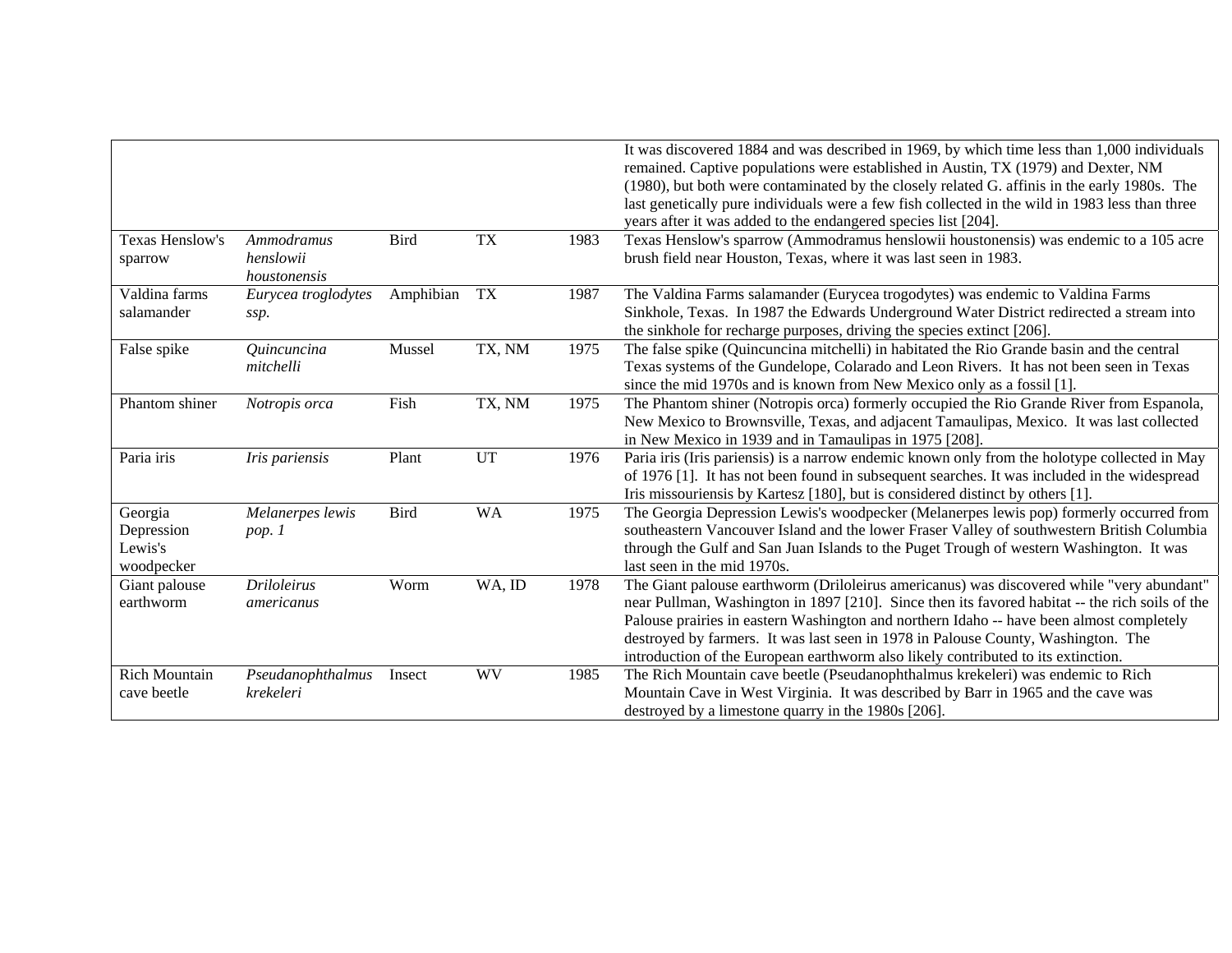| | | | | | |
|---|---|---|---|---|---|
| | | | | | It was discovered 1884 and was described in 1969, by which time less than 1,000 individuals remained. Captive populations were established in Austin, TX (1979) and Dexter, NM (1980), but both were contaminated by the closely related G. affinis in the early 1980s. The last genetically pure individuals were a few fish collected in the wild in 1983 less than three years after it was added to the endangered species list [204]. |
| Texas Henslow's sparrow | *Ammodramus henslowii houstonensis* | Bird | TX | 1983 | Texas Henslow's sparrow (Ammodramus henslowii houstonensis) was endemic to a 105 acre brush field near Houston, Texas, where it was last seen in 1983. |
| Valdina farms salamander | *Eurycea troglodytes ssp.* | Amphibian | TX | 1987 | The Valdina Farms salamander (Eurycea trogodytes) was endemic to Valdina Farms Sinkhole, Texas. In 1987 the Edwards Underground Water District redirected a stream into the sinkhole for recharge purposes, driving the species extinct [206]. |
| False spike | *Quincuncina mitchelli* | Mussel | TX, NM | 1975 | The false spike (Quincuncina mitchelli) in habitated the Rio Grande basin and the central Texas systems of the Gundelope, Colarado and Leon Rivers. It has not been seen in Texas since the mid 1970s and is known from New Mexico only as a fossil [1]. |
| Phantom shiner | *Notropis orca* | Fish | TX, NM | 1975 | The Phantom shiner (Notropis orca) formerly occupied the Rio Grande River from Espanola, New Mexico to Brownsville, Texas, and adjacent Tamaulipas, Mexico. It was last collected in New Mexico in 1939 and in Tamaulipas in 1975 [208]. |
| Paria iris | *Iris pariensis* | Plant | UT | 1976 | Paria iris (Iris pariensis) is a narrow endemic known only from the holotype collected in May of 1976 [1]. It has not been found in subsequent searches. It was included in the widespread Iris missouriensis by Kartesz [180], but is considered distinct by others [1]. |
| Georgia Depression Lewis's woodpecker | *Melanerpes lewis pop. 1* | Bird | WA | 1975 | The Georgia Depression Lewis's woodpecker (Melanerpes lewis pop) formerly occurred from southeastern Vancouver Island and the lower Fraser Valley of southwestern British Columbia through the Gulf and San Juan Islands to the Puget Trough of western Washington. It was last seen in the mid 1970s. |
| Giant palouse earthworm | *Driloleirus americanus* | Worm | WA, ID | 1978 | The Giant palouse earthworm (Driloleirus americanus) was discovered while "very abundant" near Pullman, Washington in 1897 [210]. Since then its favored habitat -- the rich soils of the Palouse prairies in eastern Washington and northern Idaho -- have been almost completely destroyed by farmers. It was last seen in 1978 in Palouse County, Washington. The introduction of the European earthworm also likely contributed to its extinction. |
| Rich Mountain cave beetle | *Pseudanophthalmus krekeleri* | Insect | WV | 1985 | The Rich Mountain cave beetle (Pseudanophthalmus krekeleri) was endemic to Rich Mountain Cave in West Virginia. It was described by Barr in 1965 and the cave was destroyed by a limestone quarry in the 1980s [206]. |